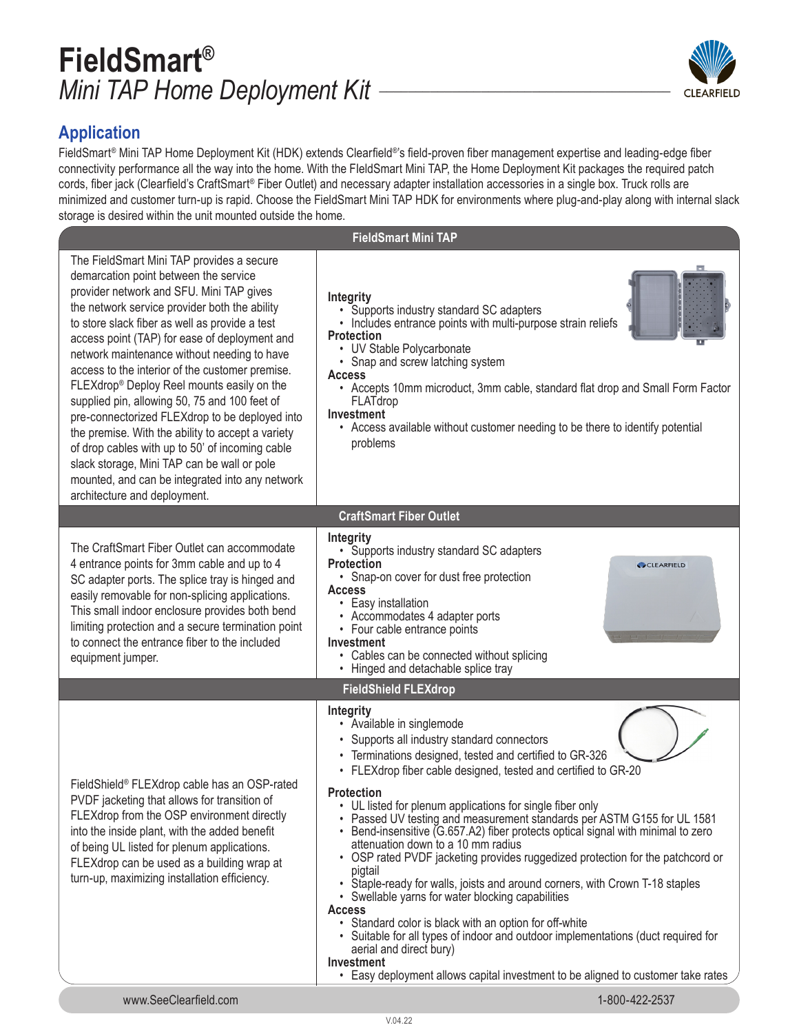# FieldSmart®

## *Mini TAP Home Deployment Kit*

## Application

FieldSmart® Mini TAP Home Deployment Kit (HDK) extends Clearfield®'s field-proven fiber management expertise and leading-edge fiber connectivity performance all the way into the home. With the FieldSmart Mini TAP, the Home Deployment Kit packages the required patch cords, fiber jack (Clearfield's CraftSmart® Fiber Outlet) and necessary adapter installation accessories in a single box. Truck rolls are minimized and customer turn-up is rapid. Choose the FieldSmart Mini TAP HDK for environments where plug-and-play along with internal slack storage is desired within the unit mounted outside the home.

### FieldSmart Mini TAP

The FieldSmart Mini TAP provides a secure demarcation point between the service provider network and SFU. Mini TAP gives the network service provider both the ability to store slack fiber as well as provide a test access point (TAP) for ease of deployment and network maintenance without needing to have access to the interior of the customer premise. FLEXdrop® Deploy Reel mounts easily on the supplied pin, allowing 50, 75 and 100 feet of pre-connectorized FLEXdrop to be deployed into the premise. With the ability to accept a variety of drop cables with up to 50' of incoming cable slack storage, Mini TAP can be wall or pole mounted, and can be integrated into any network architecture and deployment.

**Integrity**
- Supports industry standard SC adapters
- Includes entrance points with multi-purpose strain reliefs

**Protection**
- UV Stable Polycarbonate
- Snap and screw latching system

**Access**
- Accepts 10mm microduct, 3mm cable, standard flat drop and Small Form Factor FLATdrop

**Investment**
- Access available without customer needing to be there to identify potential problems

### CraftSmart Fiber Outlet

The CraftSmart Fiber Outlet can accommodate 4 entrance points for 3mm cable and up to 4 SC adapter ports. The splice tray is hinged and easily removable for non-splicing applications. This small indoor enclosure provides both bend limiting protection and a secure termination point to connect the entrance fiber to the included equipment jumper.

**Integrity**
- Supports industry standard SC adapters

**Protection**
- Snap-on cover for dust free protection

**Access**
- Easy installation
- Accommodates 4 adapter ports
- Four cable entrance points

**Investment**
- Cables can be connected without splicing
- Hinged and detachable splice tray

### FieldShield FLEXdrop

FieldShield® FLEXdrop cable has an OSP-rated PVDF jacketing that allows for transition of FLEXdrop from the OSP environment directly into the inside plant, with the added benefit of being UL listed for plenum applications. FLEXdrop can be used as a building wrap at turn-up, maximizing installation efficiency.

**Integrity**
- Available in singlemode
- Supports all industry standard connectors
- Terminations designed, tested and certified to GR-326
- FLEXdrop fiber cable designed, tested and certified to GR-20

**Protection**
- UL listed for plenum applications for single fiber only
- Passed UV testing and measurement standards per ASTM G155 for UL 1581
- Bend-insensitive (G.657.A2) fiber protects optical signal with minimal to zero attenuation down to a 10 mm radius
- OSP rated PVDF jacketing provides ruggedized protection for the patchcord or pigtail
- Staple-ready for walls, joists and around corners, with Crown T-18 staples
- Swellable yarns for water blocking capabilities

**Access**
- Standard color is black with an option for off-white
- Suitable for all types of indoor and outdoor implementations (duct required for aerial and direct bury)

**Investment**
- Easy deployment allows capital investment to be aligned to customer take rates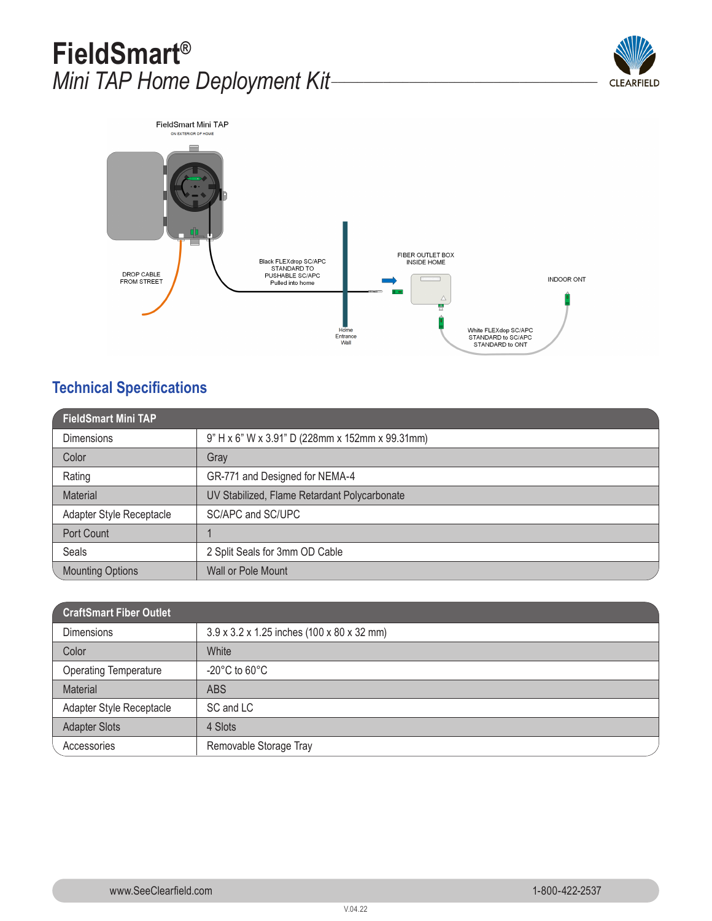# FieldSmart®

## *Mini TAP Home Deployment Kit*

FieldSmart Mini TAP

ON EXTERIOR OF HOME

DROP CABLE FROM STREET

Black FLEXdrop SC/APC STANDARD TO PUSHABLE SC/APC Pulled into home

Home Entrance Wall

FIBER OUTLET BOX INSIDE HOME

INDOOR ONT

White FLEXdop SC/APC STANDARD to SC/APC STANDARD to ONT

## Technical Specifications

| FieldSmart Mini TAP | |
|---|---|
| Dimensions | 9" H x 6" W x 3.91" D (228mm x 152mm x 99.31mm) |
| Color | Gray |
| Rating | GR-771 and Designed for NEMA-4 |
| Material | UV Stabilized, Flame Retardant Polycarbonate |
| Adapter Style Receptacle | SC/APC and SC/UPC |
| Port Count | 1 |
| Seals | 2 Split Seals for 3mm OD Cable |
| Mounting Options | Wall or Pole Mount |

| CraftSmart Fiber Outlet | |
|---|---|
| Dimensions | 3.9 x 3.2 x 1.25 inches (100 x 80 x 32 mm) |
| Color | White |
| Operating Temperature | -20°C to 60°C |
| Material | ABS |
| Adapter Style Receptacle | SC and LC |
| Adapter Slots | 4 Slots |
| Accessories | Removable Storage Tray |

www.SeeClearfield.com 1-800-422-2537

V.04.22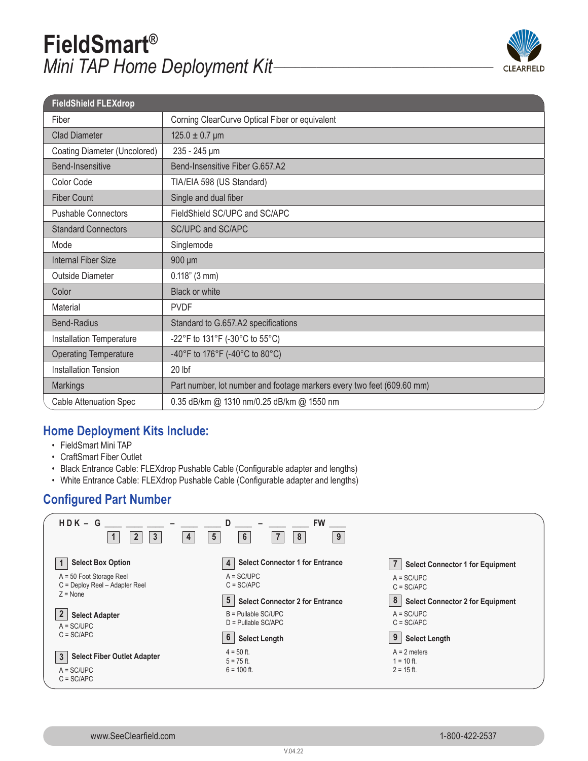# FieldSmart®

*Mini TAP Home Deployment Kit*

| FieldShield FLEXdrop | |
|---|---|
| Fiber | Corning ClearCurve Optical Fiber or equivalent |
| Clad Diameter | 125.0 ± 0.7 µm |
| Coating Diameter (Uncolored) | 235 - 245 µm |
| Bend-Insensitive | Bend-Insensitive Fiber G.657.A2 |
| Color Code | TIA/EIA 598 (US Standard) |
| Fiber Count | Single and dual fiber |
| Pushable Connectors | FieldShield SC/UPC and SC/APC |
| Standard Connectors | SC/UPC and SC/APC |
| Mode | Singlemode |
| Internal Fiber Size | 900 µm |
| Outside Diameter | 0.118" (3 mm) |
| Color | Black or white |
| Material | PVDF |
| Bend-Radius | Standard to G.657.A2 specifications |
| Installation Temperature | -22°F to 131°F (-30°C to 55°C) |
| Operating Temperature | -40°F to 176°F (-40°C to 80°C) |
| Installation Tension | 20 lbf |
| Markings | Part number, lot number and footage markers every two feet (609.60 mm) |
| Cable Attenuation Spec | 0.35 dB/km @ 1310 nm/0.25 dB/km @ 1550 nm |

## Home Deployment Kits Include:

- FieldSmart Mini TAP
- CraftSmart Fiber Outlet
- Black Entrance Cable: FLEXdrop Pushable Cable (Configurable adapter and lengths)
- White Entrance Cable: FLEXdrop Pushable Cable (Configurable adapter and lengths)

## Configured Part Number

HDK – G ___ ___ ___ – ___ ___ D ___ – ___ ___ FW ___

(Positions: 1, 2, 3 – 4, 5 D 6 – 7, 8 FW 9)

**1 Select Box Option**
A = 50 Foot Storage Reel
C = Deploy Reel – Adapter Reel
Z = None

**2 Select Adapter**
A = SC/UPC
C = SC/APC

**3 Select Fiber Outlet Adapter**
A = SC/UPC
C = SC/APC

**4 Select Connector 1 for Entrance**
A = SC/UPC
C = SC/APC

**5 Select Connector 2 for Entrance**
B = Pullable SC/UPC
D = Pullable SC/APC

**6 Select Length**
4 = 50 ft.
5 = 75 ft.
6 = 100 ft.

**7 Select Connector 1 for Equipment**
A = SC/UPC
C = SC/APC

**8 Select Connector 2 for Equipment**
A = SC/UPC
C = SC/APC

**9 Select Length**
A = 2 meters
1 = 10 ft.
2 = 15 ft.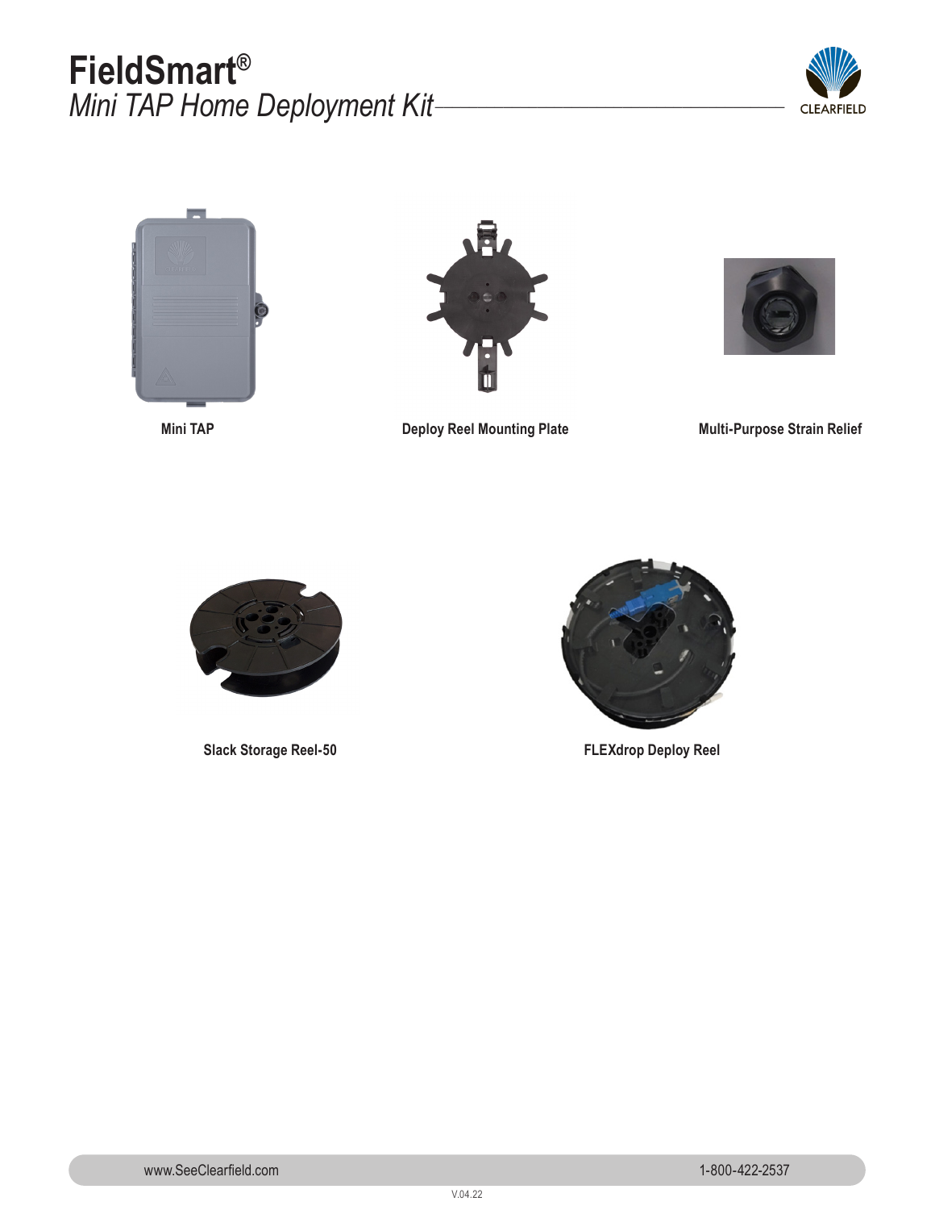# FieldSmart®

*Mini TAP Home Deployment Kit*

Mini TAP

Deploy Reel Mounting Plate

Multi-Purpose Strain Relief

Slack Storage Reel-50

FLEXdrop Deploy Reel

www.SeeClearfield.com 1-800-422-2537

V.04.22